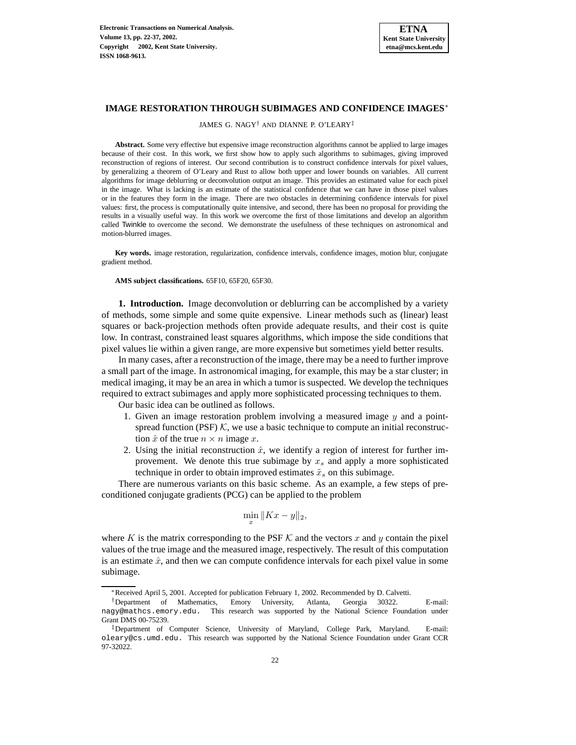# IMAGE RESTORATION THROUGH SUBIMAGES AND CONFIDENCE IMAGES*

JAMES G. NAGY† AND DIANNE P. O'LEARY‡

**Abstract.** Some very effective but expensive image reconstruction algorithms cannot be applied to large images because of their cost. In this work, we first show how to apply such algorithms to subimages, giving improved reconstruction of regions of interest. Our second contribution is to construct confidence intervals for pixel values, by generalizing a theorem of O'Leary and Rust to allow both upper and lower bounds on variables. All current algorithms for image deblurring or deconvolution output an image. This provides an estimated value for each pixel in the image. What is lacking is an estimate of the statistical confidence that we can have in those pixel values or in the features they form in the image. There are two obstacles in determining confidence intervals for pixel values: first, the process is computationally quite intensive, and second, there has been no proposal for providing the results in a visually useful way. In this work we overcome the first of those limitations and develop an algorithm called Twinkle to overcome the second. We demonstrate the usefulness of these techniques on astronomical and motion-blurred images.

**Key words.** image restoration, regularization, confidence intervals, confidence images, motion blur, conjugate gradient method.

**AMS subject classifications.** 65F10, 65F20, 65F30.

**1. Introduction.** Image deconvolution or deblurring can be accomplished by a variety of methods, some simple and some quite expensive. Linear methods such as (linear) least squares or back-projection methods often provide adequate results, and their cost is quite low. In contrast, constrained least squares algorithms, which impose the side conditions that pixel values lie within a given range, are more expensive but sometimes yield better results.

In many cases, after a reconstruction of the image, there may be a need to further improve a small part of the image. In astronomical imaging, for example, this may be a star cluster; in medical imaging, it may be an area in which a tumor is suspected. We develop the techniques required to extract subimages and apply more sophisticated processing techniques to them.

Our basic idea can be outlined as follows.

1. Given an image restoration problem involving a measured image $y$ and a point-spread function (PSF) $\mathcal{K}$, we use a basic technique to compute an initial reconstruction $\hat{x}$ of the true $n \times n$ image $x$.
2. Using the initial reconstruction $\hat{x}$, we identify a region of interest for further improvement. We denote this true subimage by $x_s$ and apply a more sophisticated technique in order to obtain improved estimates $\tilde{x}_s$ on this subimage.

There are numerous variants on this basic scheme. As an example, a few steps of preconditioned conjugate gradients (PCG) can be applied to the problem

$$\min_x \|Kx - y\|_2,$$

where $K$ is the matrix corresponding to the PSF $\mathcal{K}$ and the vectors $x$ and $y$ contain the pixel values of the true image and the measured image, respectively. The result of this computation is an estimate $\hat{x}$, and then we can compute confidence intervals for each pixel value in some subimage.

*Received April 5, 2001. Accepted for publication February 1, 2002. Recommended by D. Calvetti.

†Department of Mathematics, Emory University, Atlanta, Georgia 30322. E-mail: nagy@mathcs.emory.edu. This research was supported by the National Science Foundation under Grant DMS 00-75239.

‡Department of Computer Science, University of Maryland, College Park, Maryland. E-mail: oleary@cs.umd.edu. This research was supported by the National Science Foundation under Grant CCR 97-32022.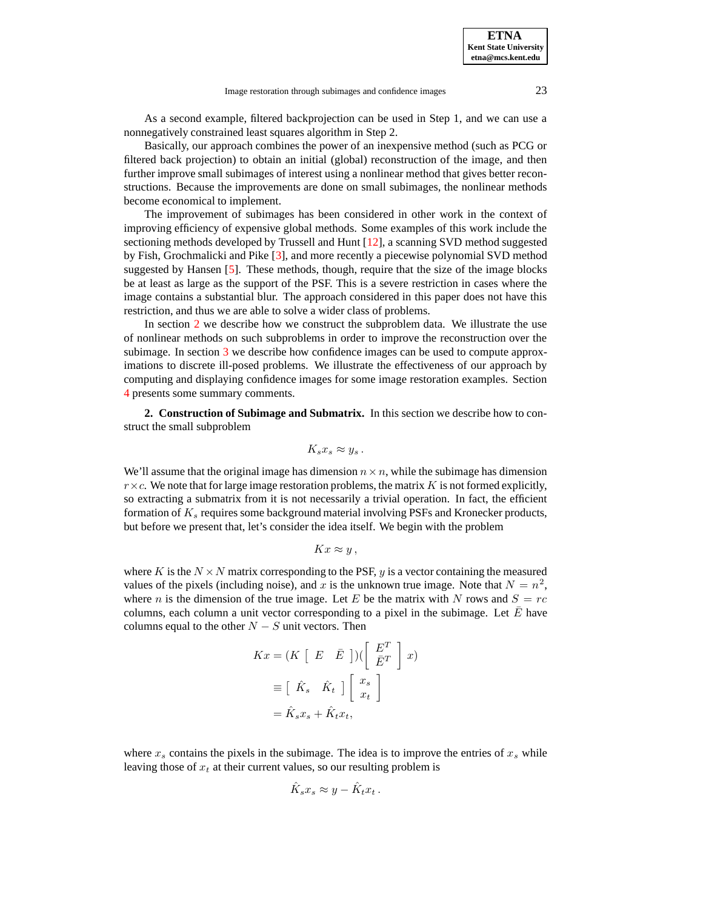As a second example, filtered backprojection can be used in Step 1, and we can use a nonnegatively constrained least squares algorithm in Step 2.

Basically, our approach combines the power of an inexpensive method (such as PCG or filtered back projection) to obtain an initial (global) reconstruction of the image, and then further improve small subimages of interest using a nonlinear method that gives better reconstructions. Because the improvements are done on small subimages, the nonlinear methods become economical to implement.

The improvement of subimages has been considered in other work in the context of improving efficiency of expensive global methods. Some examples of this work include the sectioning methods developed by Trussell and Hunt [12], a scanning SVD method suggested by Fish, Grochmalicki and Pike [3], and more recently a piecewise polynomial SVD method suggested by Hansen [5]. These methods, though, require that the size of the image blocks be at least as large as the support of the PSF. This is a severe restriction in cases where the image contains a substantial blur. The approach considered in this paper does not have this restriction, and thus we are able to solve a wider class of problems.

In section 2 we describe how we construct the subproblem data. We illustrate the use of nonlinear methods on such subproblems in order to improve the reconstruction over the subimage. In section 3 we describe how confidence images can be used to compute approximations to discrete ill-posed problems. We illustrate the effectiveness of our approach by computing and displaying confidence images for some image restoration examples. Section 4 presents some summary comments.

## 2. Construction of Subimage and Submatrix.

In this section we describe how to construct the small subproblem

$$K_s x_s \approx y_s \, .$$

We'll assume that the original image has dimension $n \times n$, while the subimage has dimension $r \times c$. We note that for large image restoration problems, the matrix $K$ is not formed explicitly, so extracting a submatrix from it is not necessarily a trivial operation. In fact, the efficient formation of $K_s$ requires some background material involving PSFs and Kronecker products, but before we present that, let's consider the idea itself. We begin with the problem

$$Kx \approx y \, ,$$

where $K$ is the $N \times N$ matrix corresponding to the PSF, $y$ is a vector containing the measured values of the pixels (including noise), and $x$ is the unknown true image. Note that $N = n^2$, where $n$ is the dimension of the true image. Let $E$ be the matrix with $N$ rows and $S = rc$ columns, each column a unit vector corresponding to a pixel in the subimage. Let $\bar{E}$ have columns equal to the other $N - S$ unit vectors. Then

$$\begin{aligned}
Kx &= (K \begin{bmatrix} E & \bar{E} \end{bmatrix})(\begin{bmatrix} E^T \\ \bar{E}^T \end{bmatrix} x) \\
&\equiv \begin{bmatrix} \hat{K}_s & \hat{K}_t \end{bmatrix} \begin{bmatrix} x_s \\ x_t \end{bmatrix} \\
&= \hat{K}_s x_s + \hat{K}_t x_t,
\end{aligned}$$

where $x_s$ contains the pixels in the subimage. The idea is to improve the entries of $x_s$ while leaving those of $x_t$ at their current values, so our resulting problem is

$$\hat{K}_s x_s \approx y - \hat{K}_t x_t \, .$$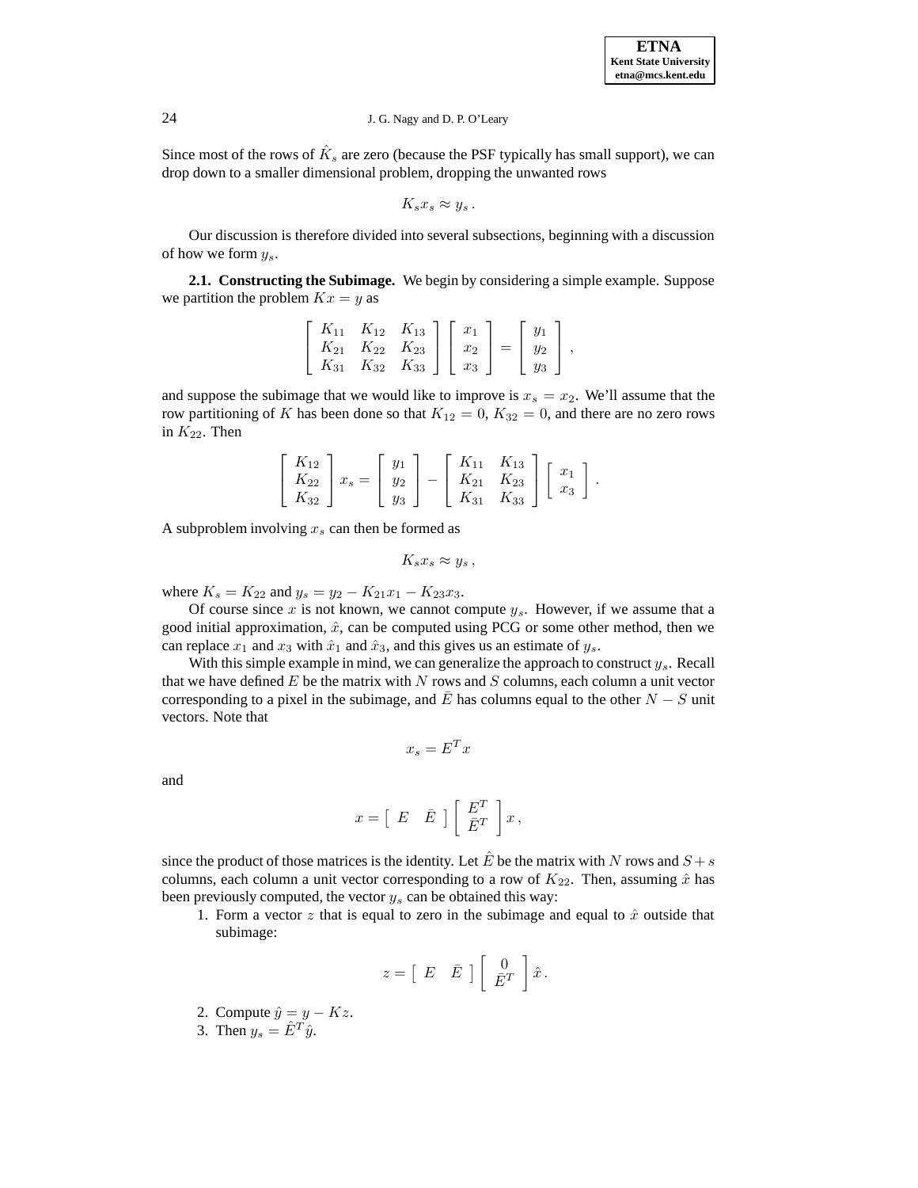Since most of the rows of $\hat{K}_s$ are zero (because the PSF typically has small support), we can drop down to a smaller dimensional problem, dropping the unwanted rows

$$K_s x_s \approx y_s \,.$$

Our discussion is therefore divided into several subsections, beginning with a discussion of how we form $y_s$.

**2.1. Constructing the Subimage.** We begin by considering a simple example. Suppose we partition the problem $Kx = y$ as

$$\begin{bmatrix} K_{11} & K_{12} & K_{13} \\ K_{21} & K_{22} & K_{23} \\ K_{31} & K_{32} & K_{33} \end{bmatrix} \begin{bmatrix} x_1 \\ x_2 \\ x_3 \end{bmatrix} = \begin{bmatrix} y_1 \\ y_2 \\ y_3 \end{bmatrix},$$

and suppose the subimage that we would like to improve is $x_s = x_2$. We'll assume that the row partitioning of $K$ has been done so that $K_{12} = 0$, $K_{32} = 0$, and there are no zero rows in $K_{22}$. Then

$$\begin{bmatrix} K_{12} \\ K_{22} \\ K_{32} \end{bmatrix} x_s = \begin{bmatrix} y_1 \\ y_2 \\ y_3 \end{bmatrix} - \begin{bmatrix} K_{11} & K_{13} \\ K_{21} & K_{23} \\ K_{31} & K_{33} \end{bmatrix} \begin{bmatrix} x_1 \\ x_3 \end{bmatrix}.$$

A subproblem involving $x_s$ can then be formed as

$$K_s x_s \approx y_s \,,$$

where $K_s = K_{22}$ and $y_s = y_2 - K_{21}x_1 - K_{23}x_3$.

Of course since $x$ is not known, we cannot compute $y_s$. However, if we assume that a good initial approximation, $\hat{x}$, can be computed using PCG or some other method, then we can replace $x_1$ and $x_3$ with $\hat{x}_1$ and $\hat{x}_3$, and this gives us an estimate of $y_s$.

With this simple example in mind, we can generalize the approach to construct $y_s$. Recall that we have defined $E$ be the matrix with $N$ rows and $S$ columns, each column a unit vector corresponding to a pixel in the subimage, and $\bar{E}$ has columns equal to the other $N - S$ unit vectors. Note that

$$x_s = E^T x$$

and

$$x = \begin{bmatrix} E & \bar{E} \end{bmatrix} \begin{bmatrix} E^T \\ \bar{E}^T \end{bmatrix} x \,,$$

since the product of those matrices is the identity. Let $\hat{E}$ be the matrix with $N$ rows and $S + s$ columns, each column a unit vector corresponding to a row of $K_{22}$. Then, assuming $\hat{x}$ has been previously computed, the vector $y_s$ can be obtained this way:

1. Form a vector $z$ that is equal to zero in the subimage and equal to $\hat{x}$ outside that subimage:

$$z = \begin{bmatrix} E & \bar{E} \end{bmatrix} \begin{bmatrix} 0 \\ \bar{E}^T \end{bmatrix} \hat{x} \,.$$

2. Compute $\hat{y} = y - Kz$.
3. Then $y_s = \hat{E}^T \hat{y}$.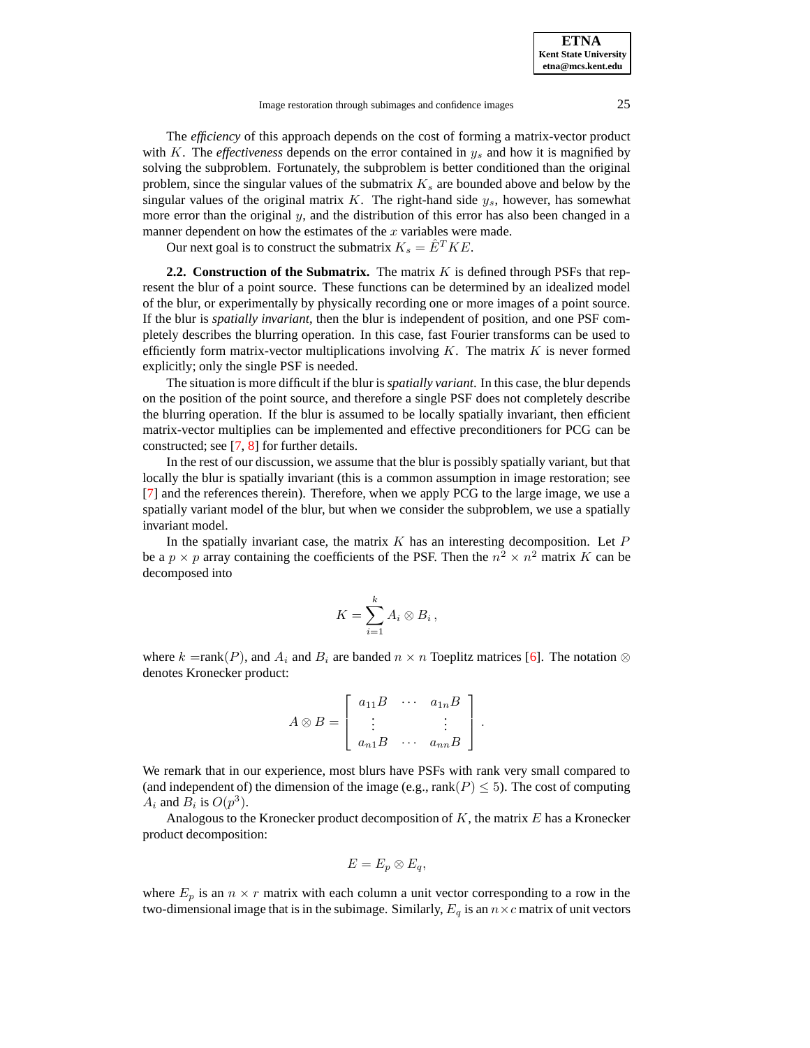The *efficiency* of this approach depends on the cost of forming a matrix-vector product with $K$. The *effectiveness* depends on the error contained in $y_s$ and how it is magnified by solving the subproblem. Fortunately, the subproblem is better conditioned than the original problem, since the singular values of the submatrix $K_s$ are bounded above and below by the singular values of the original matrix $K$. The right-hand side $y_s$, however, has somewhat more error than the original $y$, and the distribution of this error has also been changed in a manner dependent on how the estimates of the $x$ variables were made.

Our next goal is to construct the submatrix $K_s = \hat{E}^T K E$.

**2.2. Construction of the Submatrix.** The matrix $K$ is defined through PSFs that represent the blur of a point source. These functions can be determined by an idealized model of the blur, or experimentally by physically recording one or more images of a point source. If the blur is *spatially invariant*, then the blur is independent of position, and one PSF completely describes the blurring operation. In this case, fast Fourier transforms can be used to efficiently form matrix-vector multiplications involving $K$. The matrix $K$ is never formed explicitly; only the single PSF is needed.

The situation is more difficult if the blur is *spatially variant*. In this case, the blur depends on the position of the point source, and therefore a single PSF does not completely describe the blurring operation. If the blur is assumed to be locally spatially invariant, then efficient matrix-vector multiplies can be implemented and effective preconditioners for PCG can be constructed; see [7, 8] for further details.

In the rest of our discussion, we assume that the blur is possibly spatially variant, but that locally the blur is spatially invariant (this is a common assumption in image restoration; see [7] and the references therein). Therefore, when we apply PCG to the large image, we use a spatially variant model of the blur, but when we consider the subproblem, we use a spatially invariant model.

In the spatially invariant case, the matrix $K$ has an interesting decomposition. Let $P$ be a $p \times p$ array containing the coefficients of the PSF. Then the $n^2 \times n^2$ matrix $K$ can be decomposed into

$$K = \sum_{i=1}^{k} A_i \otimes B_i \,,$$

where $k = \text{rank}(P)$, and $A_i$ and $B_i$ are banded $n \times n$ Toeplitz matrices [6]. The notation $\otimes$ denotes Kronecker product:

$$A \otimes B = \begin{bmatrix} a_{11}B & \cdots & a_{1n}B \\ \vdots & & \vdots \\ a_{n1}B & \cdots & a_{nn}B \end{bmatrix} .$$

We remark that in our experience, most blurs have PSFs with rank very small compared to (and independent of) the dimension of the image (e.g., $\text{rank}(P) \leq 5$). The cost of computing $A_i$ and $B_i$ is $O(p^3)$.

Analogous to the Kronecker product decomposition of $K$, the matrix $E$ has a Kronecker product decomposition:

$$E = E_p \otimes E_q,$$

where $E_p$ is an $n \times r$ matrix with each column a unit vector corresponding to a row in the two-dimensional image that is in the subimage. Similarly, $E_q$ is an $n \times c$ matrix of unit vectors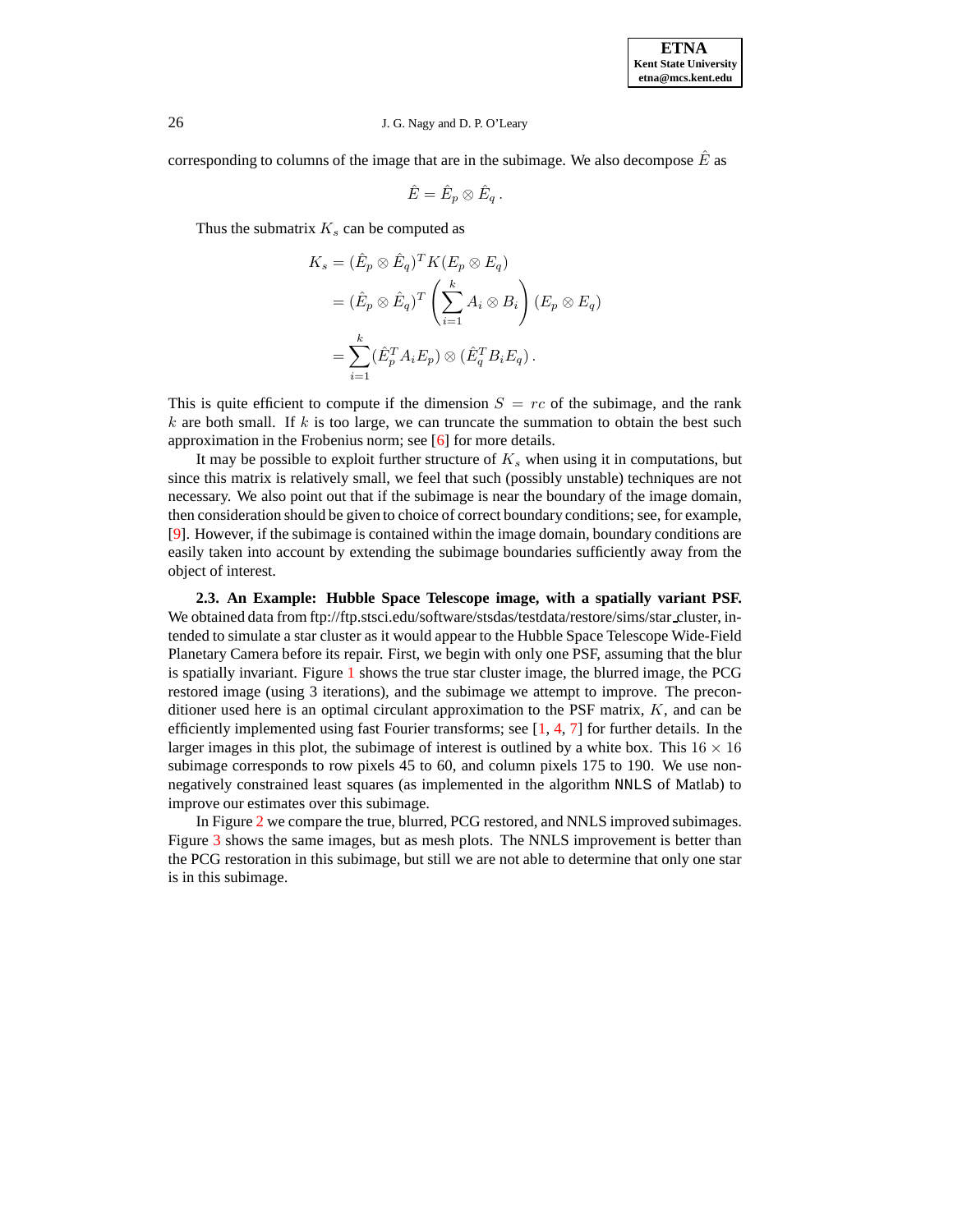corresponding to columns of the image that are in the subimage. We also decompose $\hat{E}$ as

$$\hat{E} = \hat{E}_p \otimes \hat{E}_q \,.$$

Thus the submatrix $K_s$ can be computed as

$$\begin{aligned}
K_s &= (\hat{E}_p \otimes \hat{E}_q)^T K (E_p \otimes E_q) \\
&= (\hat{E}_p \otimes \hat{E}_q)^T \left( \sum_{i=1}^{k} A_i \otimes B_i \right) (E_p \otimes E_q) \\
&= \sum_{i=1}^{k} (\hat{E}_p^T A_i E_p) \otimes (\hat{E}_q^T B_i E_q) \,.
\end{aligned}$$

This is quite efficient to compute if the dimension $S = rc$ of the subimage, and the rank $k$ are both small. If $k$ is too large, we can truncate the summation to obtain the best such approximation in the Frobenius norm; see [6] for more details.

It may be possible to exploit further structure of $K_s$ when using it in computations, but since this matrix is relatively small, we feel that such (possibly unstable) techniques are not necessary. We also point out that if the subimage is near the boundary of the image domain, then consideration should be given to choice of correct boundary conditions; see, for example, [9]. However, if the subimage is contained within the image domain, boundary conditions are easily taken into account by extending the subimage boundaries sufficiently away from the object of interest.

**2.3. An Example: Hubble Space Telescope image, with a spatially variant PSF.** We obtained data from ftp://ftp.stsci.edu/software/stsdas/testdata/restore/sims/star_cluster, intended to simulate a star cluster as it would appear to the Hubble Space Telescope Wide-Field Planetary Camera before its repair. First, we begin with only one PSF, assuming that the blur is spatially invariant. Figure 1 shows the true star cluster image, the blurred image, the PCG restored image (using 3 iterations), and the subimage we attempt to improve. The preconditioner used here is an optimal circulant approximation to the PSF matrix, $K$, and can be efficiently implemented using fast Fourier transforms; see [1, 4, 7] for further details. In the larger images in this plot, the subimage of interest is outlined by a white box. This $16 \times 16$ subimage corresponds to row pixels 45 to 60, and column pixels 175 to 190. We use nonnegatively constrained least squares (as implemented in the algorithm `NNLS` of Matlab) to improve our estimates over this subimage.

In Figure 2 we compare the true, blurred, PCG restored, and NNLS improved subimages. Figure 3 shows the same images, but as mesh plots. The NNLS improvement is better than the PCG restoration in this subimage, but still we are not able to determine that only one star is in this subimage.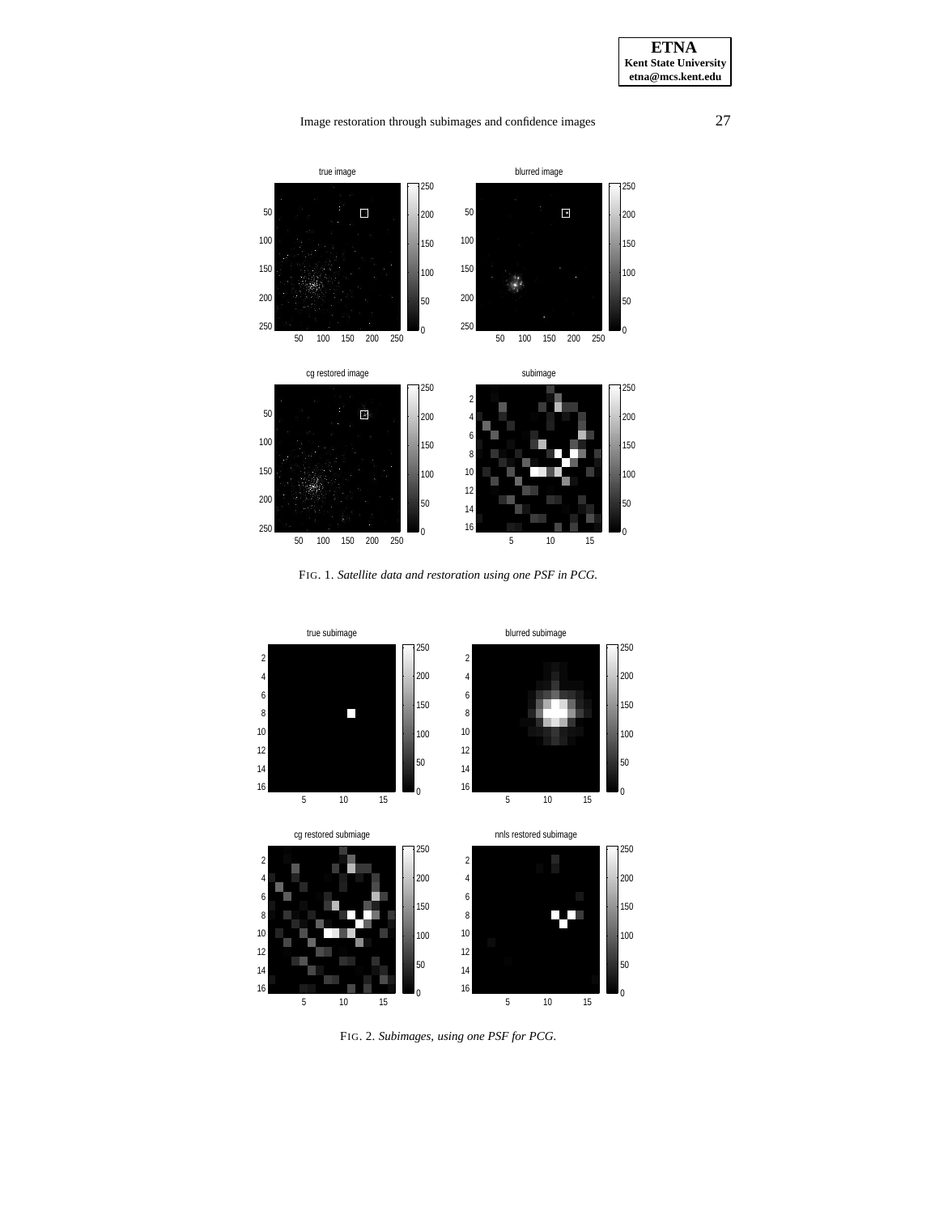FIG. 1. *Satellite data and restoration using one PSF in PCG.*

FIG. 2. *Subimages, using one PSF for PCG.*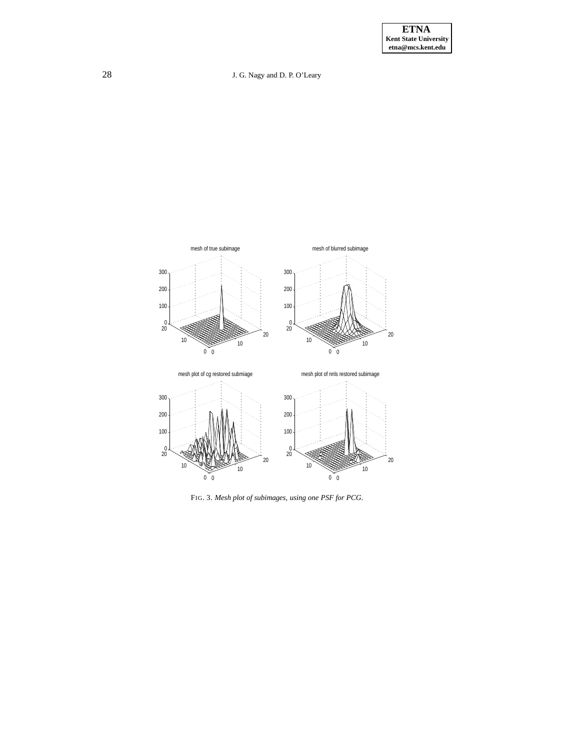FIG. 3. *Mesh plot of subimages, using one PSF for PCG.*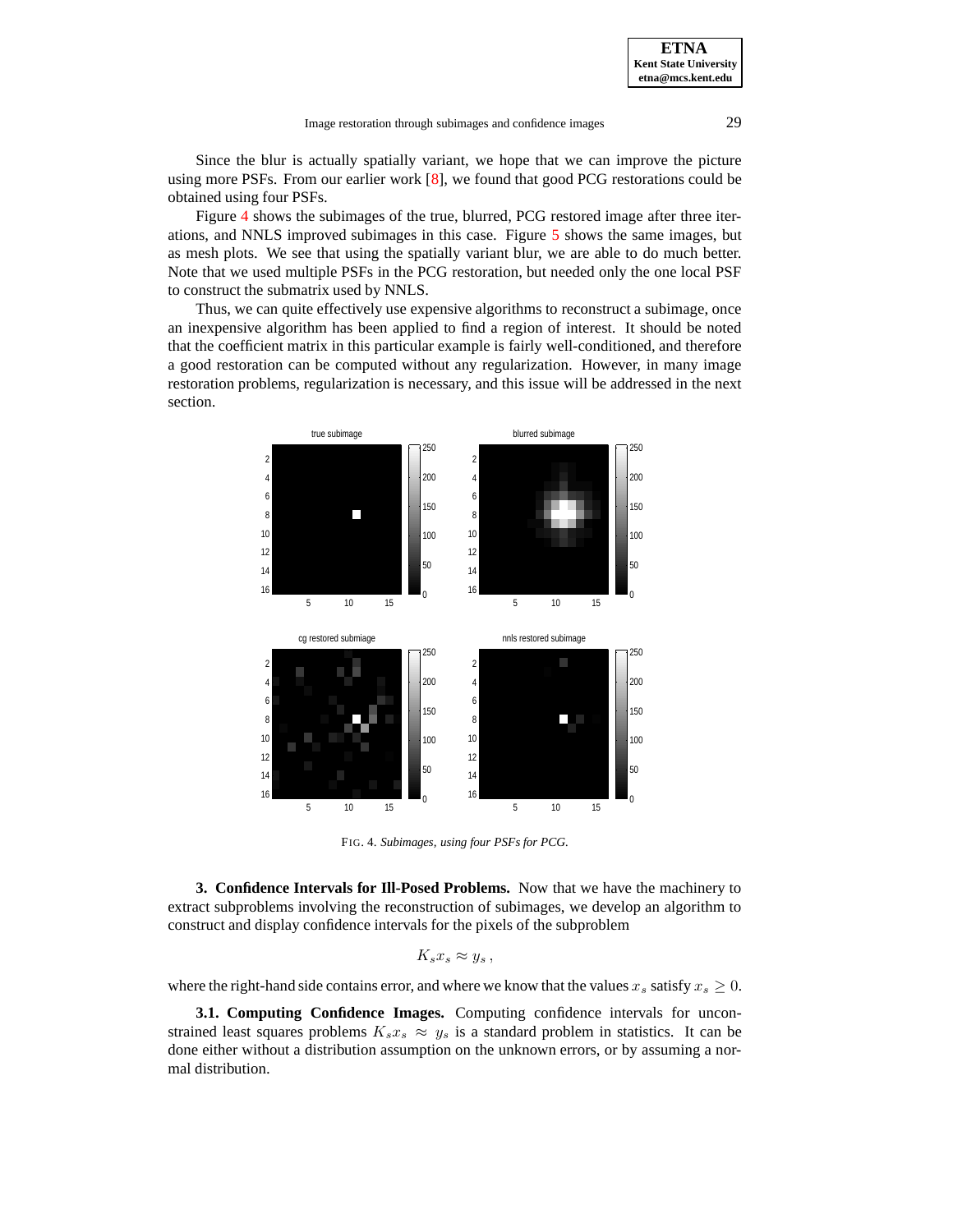Since the blur is actually spatially variant, we hope that we can improve the picture using more PSFs. From our earlier work [8], we found that good PCG restorations could be obtained using four PSFs.

Figure 4 shows the subimages of the true, blurred, PCG restored image after three iterations, and NNLS improved subimages in this case. Figure 5 shows the same images, but as mesh plots. We see that using the spatially variant blur, we are able to do much better. Note that we used multiple PSFs in the PCG restoration, but needed only the one local PSF to construct the submatrix used by NNLS.

Thus, we can quite effectively use expensive algorithms to reconstruct a subimage, once an inexpensive algorithm has been applied to find a region of interest. It should be noted that the coefficient matrix in this particular example is fairly well-conditioned, and therefore a good restoration can be computed without any regularization. However, in many image restoration problems, regularization is necessary, and this issue will be addressed in the next section.

FIG. 4. *Subimages, using four PSFs for PCG.*

## 3. Confidence Intervals for Ill-Posed Problems.

Now that we have the machinery to extract subproblems involving the reconstruction of subimages, we develop an algorithm to construct and display confidence intervals for the pixels of the subproblem

$$K_s x_s \approx y_s \, ,$$

where the right-hand side contains error, and where we know that the values $x_s$ satisfy $x_s \geq 0$.

### 3.1. Computing Confidence Images.

Computing confidence intervals for unconstrained least squares problems $K_s x_s \approx y_s$ is a standard problem in statistics. It can be done either without a distribution assumption on the unknown errors, or by assuming a normal distribution.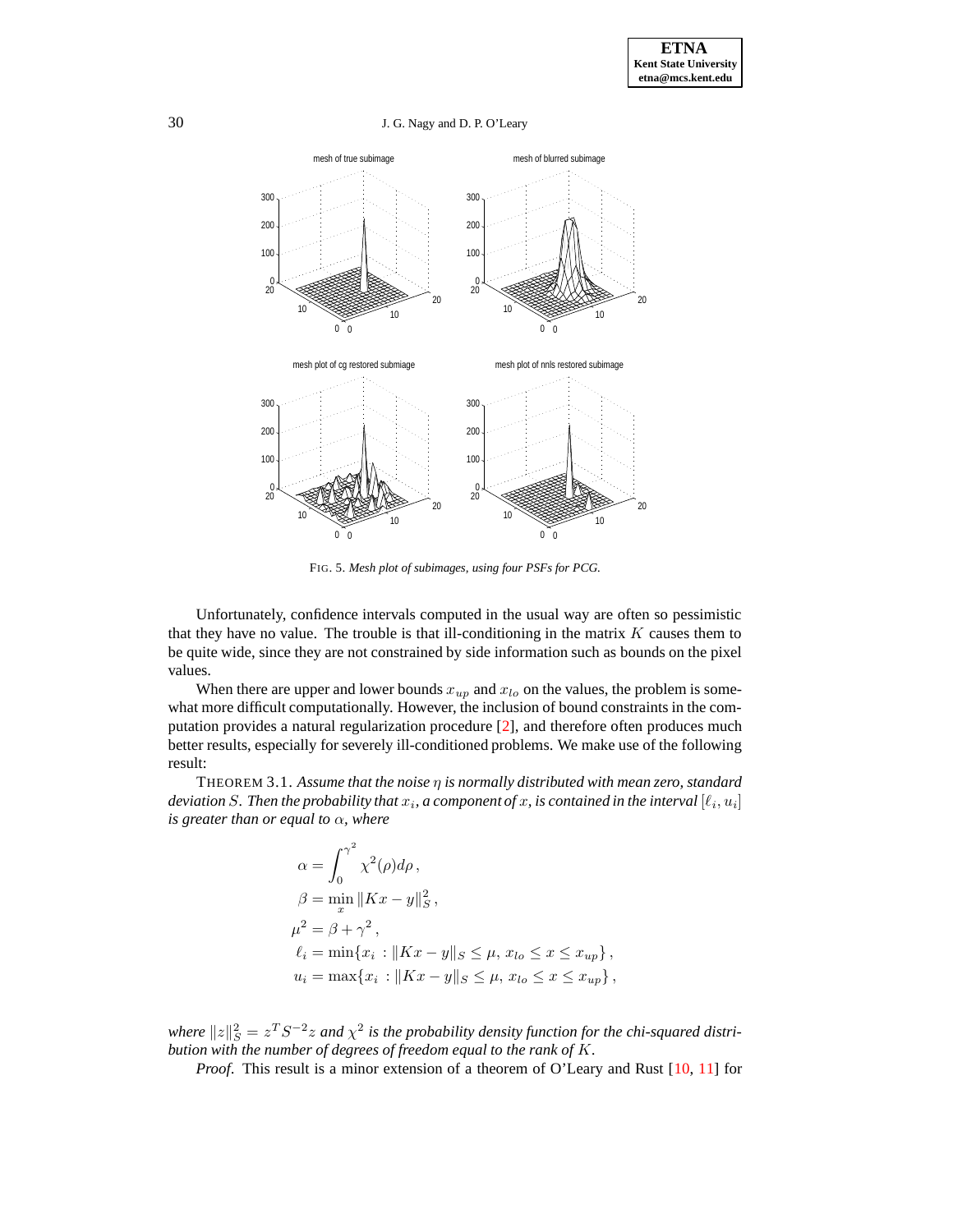FIG. 5. *Mesh plot of subimages, using four PSFs for PCG.*

Unfortunately, confidence intervals computed in the usual way are often so pessimistic that they have no value. The trouble is that ill-conditioning in the matrix $K$ causes them to be quite wide, since they are not constrained by side information such as bounds on the pixel values.

When there are upper and lower bounds $x_{up}$ and $x_{lo}$ on the values, the problem is somewhat more difficult computationally. However, the inclusion of bound constraints in the computation provides a natural regularization procedure [2], and therefore often produces much better results, especially for severely ill-conditioned problems. We make use of the following result:

THEOREM 3.1. *Assume that the noise $\eta$ is normally distributed with mean zero, standard deviation $S$. Then the probability that $x_i$, a component of $x$, is contained in the interval $[\ell_i, u_i]$ is greater than or equal to $\alpha$, where*

$$
\begin{aligned}
\alpha &= \int_0^{\gamma^2} \chi^2(\rho) d\rho \, , \\
\beta &= \min_x \|Kx - y\|_S^2 \, , \\
\mu^2 &= \beta + \gamma^2 \, , \\
\ell_i &= \min\{x_i \, : \|Kx - y\|_S \le \mu, \, x_{lo} \le x \le x_{up}\} \, , \\
u_i &= \max\{x_i \, : \|Kx - y\|_S \le \mu, \, x_{lo} \le x \le x_{up}\} \, ,
\end{aligned}
$$

*where $\|z\|_S^2 = z^T S^{-2} z$ and $\chi^2$ is the probability density function for the chi-squared distribution with the number of degrees of freedom equal to the rank of $K$.*

*Proof*. This result is a minor extension of a theorem of O'Leary and Rust [10, 11] for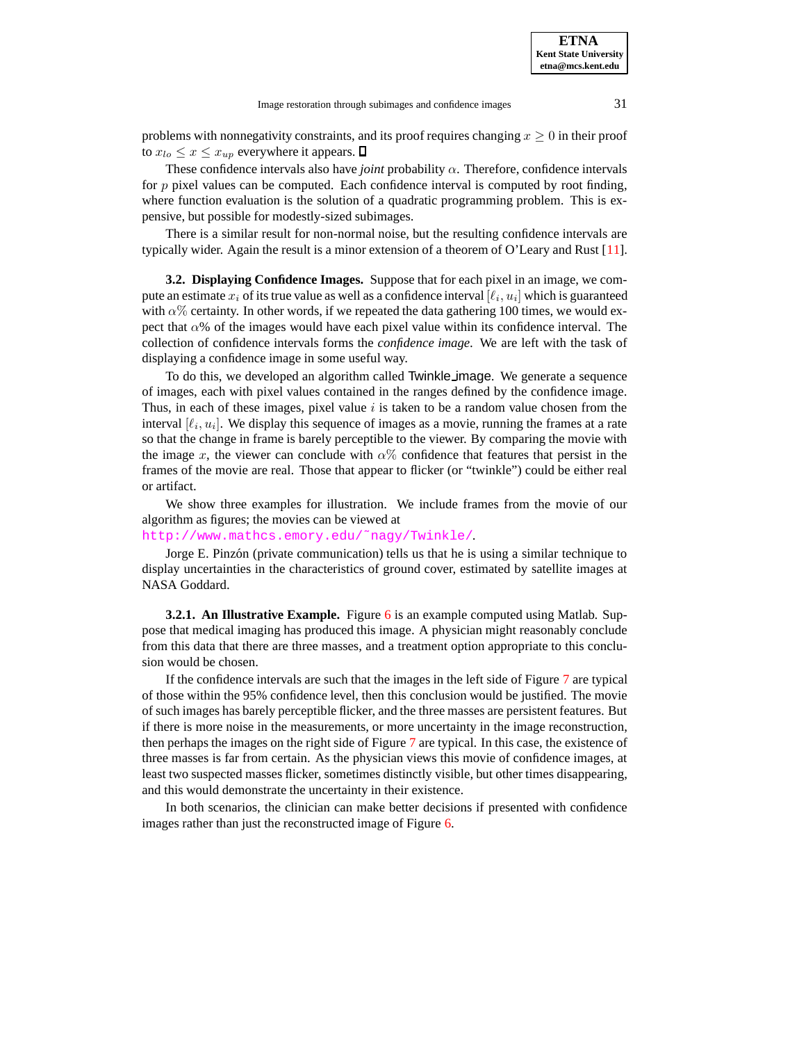problems with nonnegativity constraints, and its proof requires changing $x \geq 0$ in their proof to $x_{lo} \leq x \leq x_{up}$ everywhere it appears. □

These confidence intervals also have *joint* probability $\alpha$. Therefore, confidence intervals for $p$ pixel values can be computed. Each confidence interval is computed by root finding, where function evaluation is the solution of a quadratic programming problem. This is expensive, but possible for modestly-sized subimages.

There is a similar result for non-normal noise, but the resulting confidence intervals are typically wider. Again the result is a minor extension of a theorem of O'Leary and Rust [11].

**3.2. Displaying Confidence Images.** Suppose that for each pixel in an image, we compute an estimate $x_i$ of its true value as well as a confidence interval $[\ell_i, u_i]$ which is guaranteed with $\alpha\%$ certainty. In other words, if we repeated the data gathering 100 times, we would expect that $\alpha$% of the images would have each pixel value within its confidence interval. The collection of confidence intervals forms the *confidence image*. We are left with the task of displaying a confidence image in some useful way.

To do this, we developed an algorithm called Twinkle_image. We generate a sequence of images, each with pixel values contained in the ranges defined by the confidence image. Thus, in each of these images, pixel value $i$ is taken to be a random value chosen from the interval $[\ell_i, u_i]$. We display this sequence of images as a movie, running the frames at a rate so that the change in frame is barely perceptible to the viewer. By comparing the movie with the image $x$, the viewer can conclude with $\alpha\%$ confidence that features that persist in the frames of the movie are real. Those that appear to flicker (or "twinkle") could be either real or artifact.

We show three examples for illustration. We include frames from the movie of our algorithm as figures; the movies can be viewed at
http://www.mathcs.emory.edu/~nagy/Twinkle/.

Jorge E. Pinzón (private communication) tells us that he is using a similar technique to display uncertainties in the characteristics of ground cover, estimated by satellite images at NASA Goddard.

**3.2.1. An Illustrative Example.** Figure 6 is an example computed using Matlab. Suppose that medical imaging has produced this image. A physician might reasonably conclude from this data that there are three masses, and a treatment option appropriate to this conclusion would be chosen.

If the confidence intervals are such that the images in the left side of Figure 7 are typical of those within the 95% confidence level, then this conclusion would be justified. The movie of such images has barely perceptible flicker, and the three masses are persistent features. But if there is more noise in the measurements, or more uncertainty in the image reconstruction, then perhaps the images on the right side of Figure 7 are typical. In this case, the existence of three masses is far from certain. As the physician views this movie of confidence images, at least two suspected masses flicker, sometimes distinctly visible, but other times disappearing, and this would demonstrate the uncertainty in their existence.

In both scenarios, the clinician can make better decisions if presented with confidence images rather than just the reconstructed image of Figure 6.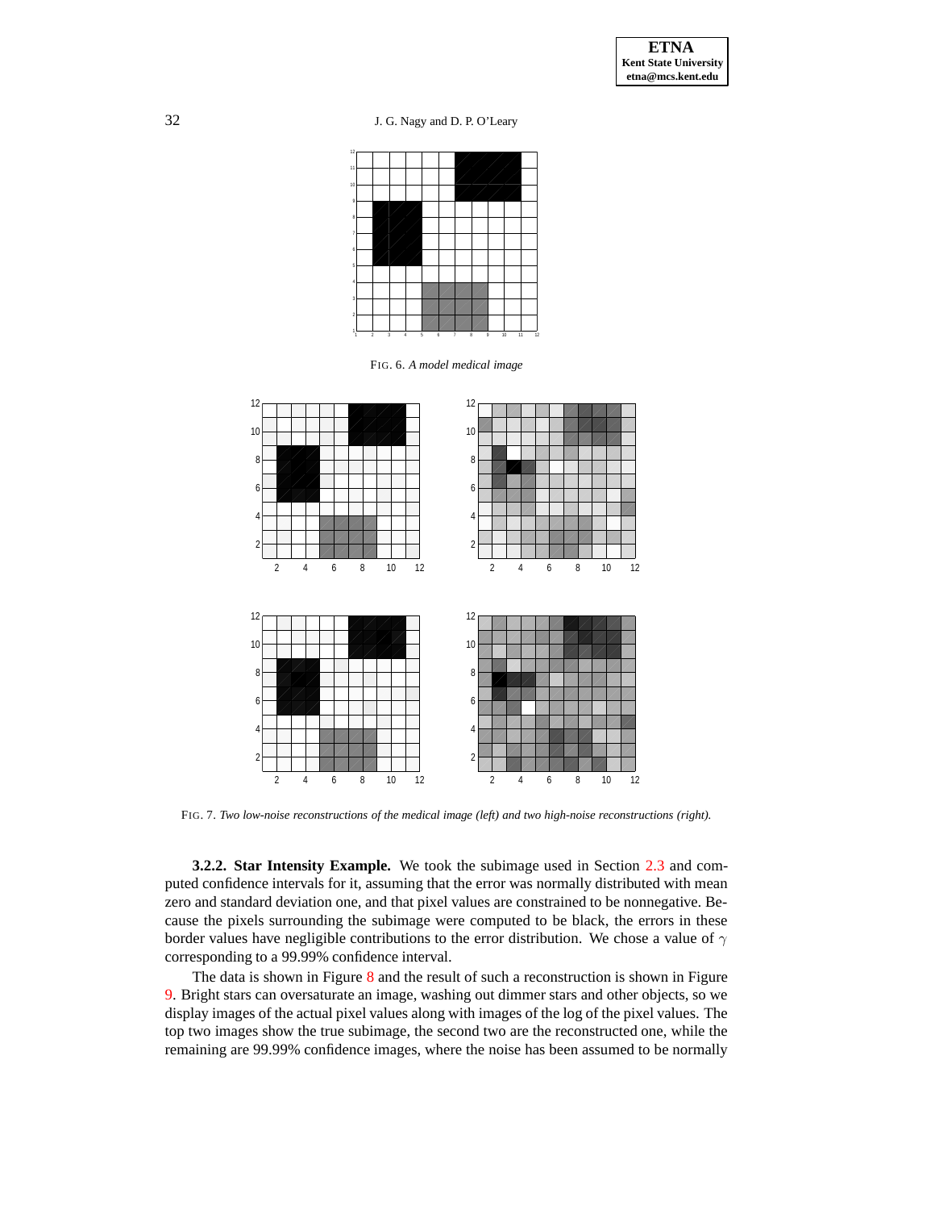FIG. 6. *A model medical image*

FIG. 7. *Two low-noise reconstructions of the medical image (left) and two high-noise reconstructions (right).*

**3.2.2. Star Intensity Example.** We took the subimage used in Section 2.3 and computed confidence intervals for it, assuming that the error was normally distributed with mean zero and standard deviation one, and that pixel values are constrained to be nonnegative. Because the pixels surrounding the subimage were computed to be black, the errors in these border values have negligible contributions to the error distribution. We chose a value of $\gamma$ corresponding to a 99.99% confidence interval.

The data is shown in Figure 8 and the result of such a reconstruction is shown in Figure 9. Bright stars can oversaturate an image, washing out dimmer stars and other objects, so we display images of the actual pixel values along with images of the log of the pixel values. The top two images show the true subimage, the second two are the reconstructed one, while the remaining are 99.99% confidence images, where the noise has been assumed to be normally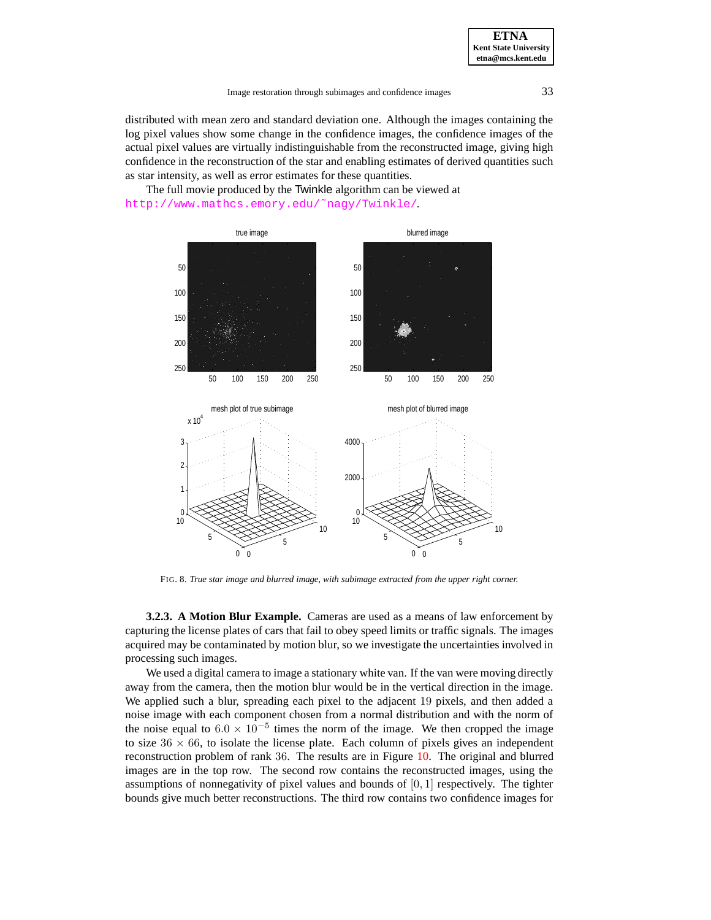distributed with mean zero and standard deviation one. Although the images containing the log pixel values show some change in the confidence images, the confidence images of the actual pixel values are virtually indistinguishable from the reconstructed image, giving high confidence in the reconstruction of the star and enabling estimates of derived quantities such as star intensity, as well as error estimates for these quantities.

The full movie produced by the Twinkle algorithm can be viewed at http://www.mathcs.emory.edu/~nagy/Twinkle/.

FIG. 8. *True star image and blurred image, with subimage extracted from the upper right corner.*

**3.2.3. A Motion Blur Example.** Cameras are used as a means of law enforcement by capturing the license plates of cars that fail to obey speed limits or traffic signals. The images acquired may be contaminated by motion blur, so we investigate the uncertainties involved in processing such images.

We used a digital camera to image a stationary white van. If the van were moving directly away from the camera, then the motion blur would be in the vertical direction in the image. We applied such a blur, spreading each pixel to the adjacent 19 pixels, and then added a noise image with each component chosen from a normal distribution and with the norm of the noise equal to $6.0 \times 10^{-5}$ times the norm of the image. We then cropped the image to size $36 \times 66$, to isolate the license plate. Each column of pixels gives an independent reconstruction problem of rank 36. The results are in Figure 10. The original and blurred images are in the top row. The second row contains the reconstructed images, using the assumptions of nonnegativity of pixel values and bounds of $[0, 1]$ respectively. The tighter bounds give much better reconstructions. The third row contains two confidence images for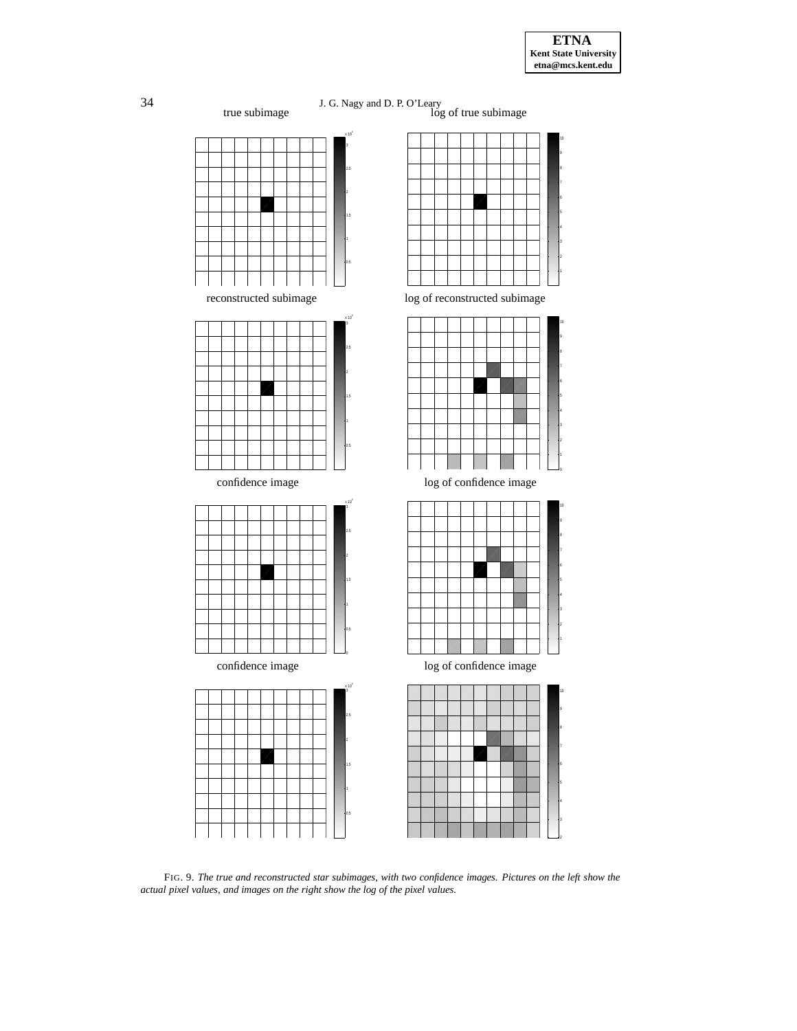true subimage

log of true subimage

reconstructed subimage

log of reconstructed subimage

confidence image

log of confidence image

confidence image

log of confidence image

FIG. 9. *The true and reconstructed star subimages, with two confidence images. Pictures on the left show the actual pixel values, and images on the right show the log of the pixel values.*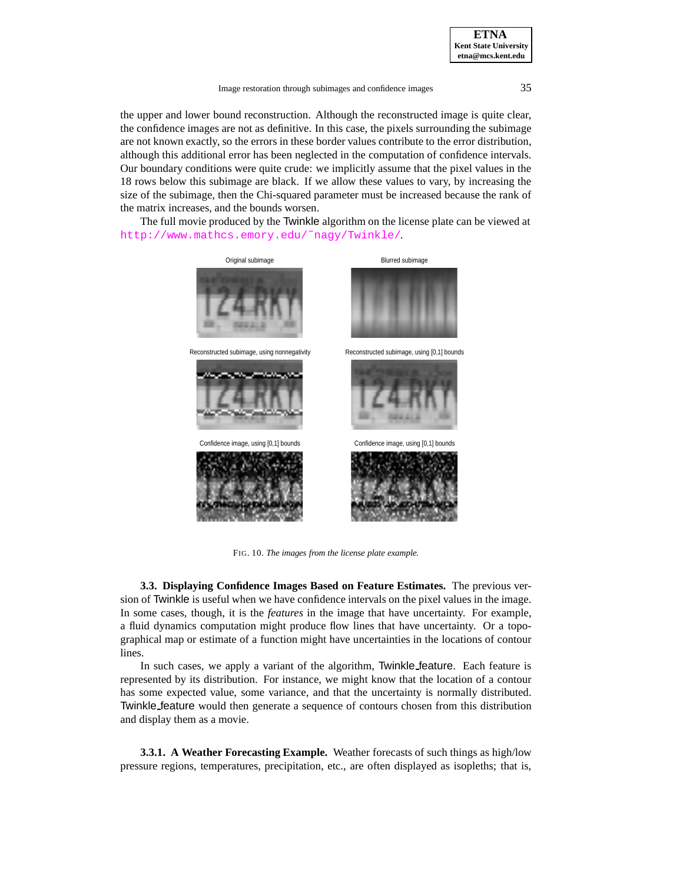the upper and lower bound reconstruction. Although the reconstructed image is quite clear, the confidence images are not as definitive. In this case, the pixels surrounding the subimage are not known exactly, so the errors in these border values contribute to the error distribution, although this additional error has been neglected in the computation of confidence intervals. Our boundary conditions were quite crude: we implicitly assume that the pixel values in the 18 rows below this subimage are black. If we allow these values to vary, by increasing the size of the subimage, then the Chi-squared parameter must be increased because the rank of the matrix increases, and the bounds worsen.

The full movie produced by the Twinkle algorithm on the license plate can be viewed at http://www.mathcs.emory.edu/~nagy/Twinkle/.

Original subimage

Blurred subimage

Reconstructed subimage, using nonnegativity

Reconstructed subimage, using [0,1] bounds

Confidence image, using [0,1] bounds

Confidence image, using [0,1] bounds

FIG. 10. *The images from the license plate example.*

**3.3. Displaying Confidence Images Based on Feature Estimates.** The previous version of Twinkle is useful when we have confidence intervals on the pixel values in the image. In some cases, though, it is the *features* in the image that have uncertainty. For example, a fluid dynamics computation might produce flow lines that have uncertainty. Or a topographical map or estimate of a function might have uncertainties in the locations of contour lines.

In such cases, we apply a variant of the algorithm, Twinkle_feature. Each feature is represented by its distribution. For instance, we might know that the location of a contour has some expected value, some variance, and that the uncertainty is normally distributed. Twinkle_feature would then generate a sequence of contours chosen from this distribution and display them as a movie.

**3.3.1. A Weather Forecasting Example.** Weather forecasts of such things as high/low pressure regions, temperatures, precipitation, etc., are often displayed as isopleths; that is,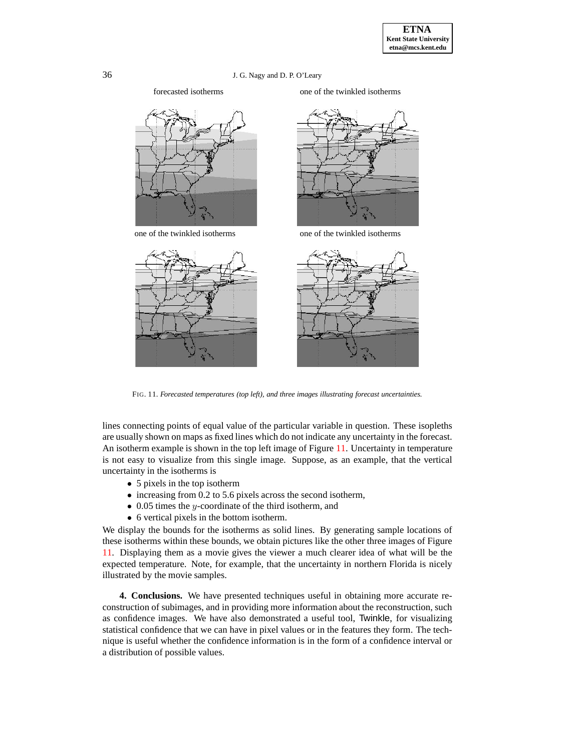forecasted isotherms

one of the twinkled isotherms

one of the twinkled isotherms

one of the twinkled isotherms

FIG. 11. *Forecasted temperatures (top left), and three images illustrating forecast uncertainties.*

lines connecting points of equal value of the particular variable in question. These isopleths are usually shown on maps as fixed lines which do not indicate any uncertainty in the forecast. An isotherm example is shown in the top left image of Figure 11. Uncertainty in temperature is not easy to visualize from this single image. Suppose, as an example, that the vertical uncertainty in the isotherms is

- 5 pixels in the top isotherm
- increasing from 0.2 to 5.6 pixels across the second isotherm,
- 0.05 times the $y$-coordinate of the third isotherm, and
- 6 vertical pixels in the bottom isotherm.

We display the bounds for the isotherms as solid lines. By generating sample locations of these isotherms within these bounds, we obtain pictures like the other three images of Figure 11. Displaying them as a movie gives the viewer a much clearer idea of what will be the expected temperature. Note, for example, that the uncertainty in northern Florida is nicely illustrated by the movie samples.

**4. Conclusions.** We have presented techniques useful in obtaining more accurate reconstruction of subimages, and in providing more information about the reconstruction, such as confidence images. We have also demonstrated a useful tool, Twinkle, for visualizing statistical confidence that we can have in pixel values or in the features they form. The technique is useful whether the confidence information is in the form of a confidence interval or a distribution of possible values.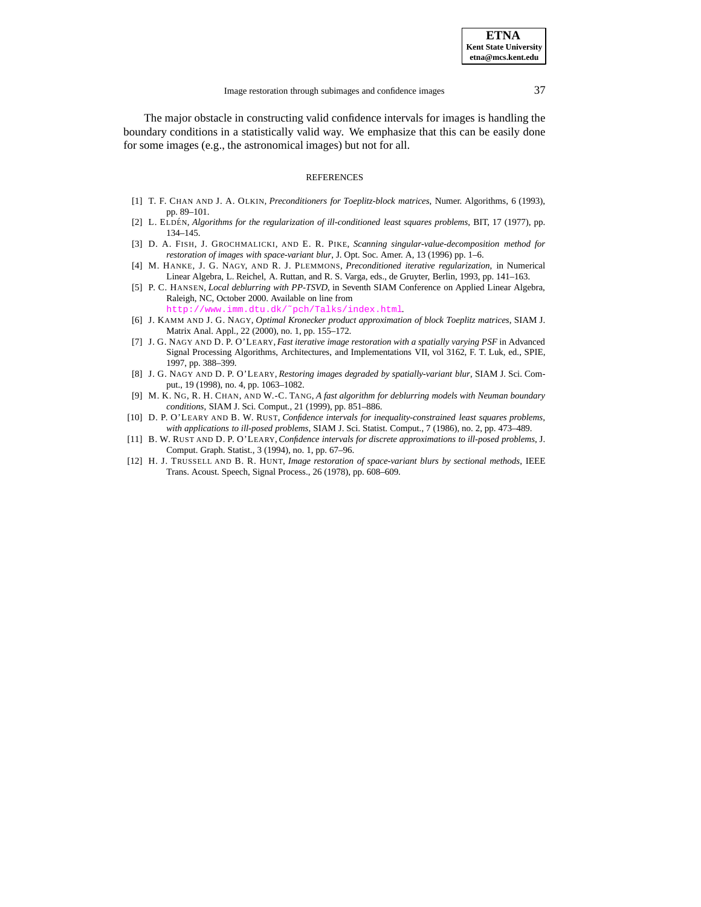The major obstacle in constructing valid confidence intervals for images is handling the boundary conditions in a statistically valid way. We emphasize that this can be easily done for some images (e.g., the astronomical images) but not for all.

## REFERENCES

[1] T. F. Chan and J. A. Olkin, *Preconditioners for Toeplitz-block matrices*, Numer. Algorithms, 6 (1993), pp. 89–101.

[2] L. Eldén, *Algorithms for the regularization of ill-conditioned least squares problems*, BIT, 17 (1977), pp. 134–145.

[3] D. A. Fish, J. Grochmalicki, and E. R. Pike, *Scanning singular-value-decomposition method for restoration of images with space-variant blur*, J. Opt. Soc. Amer. A, 13 (1996) pp. 1–6.

[4] M. Hanke, J. G. Nagy, and R. J. Plemmons, *Preconditioned iterative regularization*, in Numerical Linear Algebra, L. Reichel, A. Ruttan, and R. S. Varga, eds., de Gruyter, Berlin, 1993, pp. 141–163.

[5] P. C. Hansen, *Local deblurring with PP-TSVD*, in Seventh SIAM Conference on Applied Linear Algebra, Raleigh, NC, October 2000. Available on line from http://www.imm.dtu.dk/~pch/Talks/index.html.

[6] J. Kamm and J. G. Nagy, *Optimal Kronecker product approximation of block Toeplitz matrices*, SIAM J. Matrix Anal. Appl., 22 (2000), no. 1, pp. 155–172.

[7] J. G. Nagy and D. P. O'Leary, *Fast iterative image restoration with a spatially varying PSF* in Advanced Signal Processing Algorithms, Architectures, and Implementations VII, vol 3162, F. T. Luk, ed., SPIE, 1997, pp. 388–399.

[8] J. G. Nagy and D. P. O'Leary, *Restoring images degraded by spatially-variant blur*, SIAM J. Sci. Comput., 19 (1998), no. 4, pp. 1063–1082.

[9] M. K. Ng, R. H. Chan, and W.-C. Tang, *A fast algorithm for deblurring models with Neuman boundary conditions*, SIAM J. Sci. Comput., 21 (1999), pp. 851–886.

[10] D. P. O'Leary and B. W. Rust, *Confidence intervals for inequality-constrained least squares problems, with applications to ill-posed problems*, SIAM J. Sci. Statist. Comput., 7 (1986), no. 2, pp. 473–489.

[11] B. W. Rust and D. P. O'Leary, *Confidence intervals for discrete approximations to ill-posed problems*, J. Comput. Graph. Statist., 3 (1994), no. 1, pp. 67–96.

[12] H. J. Trussell and B. R. Hunt, *Image restoration of space-variant blurs by sectional methods*, IEEE Trans. Acoust. Speech, Signal Process., 26 (1978), pp. 608–609.